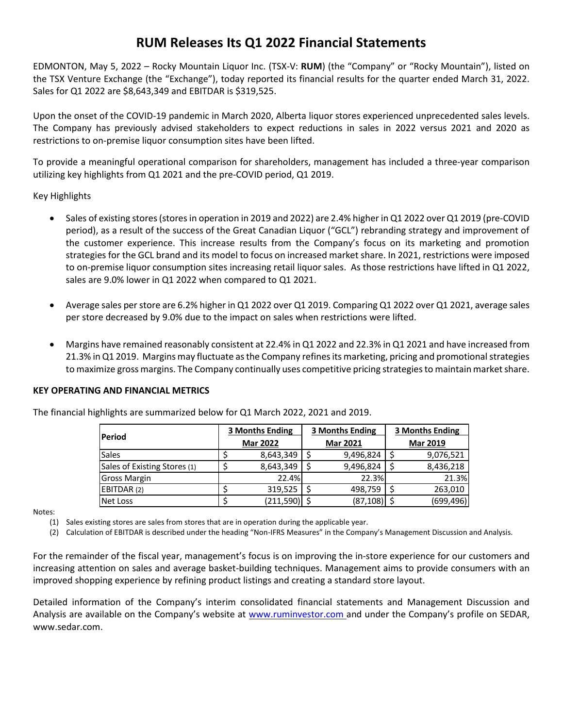# RUM Releases Its Q1 2022 Financial Statements

EDMONTON, May 5, 2022 – Rocky Mountain Liquor Inc. (TSX-V: **RUM**) (the "Company" or "Rocky Mountain"), listed on the TSX Venture Exchange (the "Exchange"), today reported its financial results for the quarter ended March 31, 2022. Sales for Q1 2022 are $8,643,349 and EBITDAR is $319,525.

Upon the onset of the COVID-19 pandemic in March 2020, Alberta liquor stores experienced unprecedented sales levels. The Company has previously advised stakeholders to expect reductions in sales in 2022 versus 2021 and 2020 as restrictions to on-premise liquor consumption sites have been lifted.

To provide a meaningful operational comparison for shareholders, management has included a three-year comparison utilizing key highlights from Q1 2021 and the pre-COVID period, Q1 2019.

Key Highlights

- Sales of existing stores (stores in operation in 2019 and 2022) are 2.4% higher in Q1 2022 over Q1 2019 (pre-COVID period), as a result of the success of the Great Canadian Liquor ("GCL") rebranding strategy and improvement of the customer experience. This increase results from the Company's focus on its marketing and promotion strategies for the GCL brand and its model to focus on increased market share. In 2021, restrictions were imposed to on-premise liquor consumption sites increasing retail liquor sales. As those restrictions have lifted in Q1 2022, sales are 9.0% lower in Q1 2022 when compared to Q1 2021.

- Average sales per store are 6.2% higher in Q1 2022 over Q1 2019. Comparing Q1 2022 over Q1 2021, average sales per store decreased by 9.0% due to the impact on sales when restrictions were lifted.

- Margins have remained reasonably consistent at 22.4% in Q1 2022 and 22.3% in Q1 2021 and have increased from 21.3% in Q1 2019. Margins may fluctuate as the Company refines its marketing, pricing and promotional strategies to maximize gross margins. The Company continually uses competitive pricing strategies to maintain market share.

**KEY OPERATING AND FINANCIAL METRICS**

The financial highlights are summarized below for Q1 March 2022, 2021 and 2019.

| Period | 3 Months Ending Mar 2022 | 3 Months Ending Mar 2021 | 3 Months Ending Mar 2019 |
|---|---|---|---|
| Sales | $ 8,643,349 | $ 9,496,824 | $ 9,076,521 |
| Sales of Existing Stores (1) | $ 8,643,349 | $ 9,496,824 | $ 8,436,218 |
| Gross Margin | 22.4% | 22.3% | 21.3% |
| EBITDAR (2) | $ 319,525 | $ 498,759 | $ 263,010 |
| Net Loss | $ (211,590) | $ (87,108) | $ (699,496) |

Notes:

(1) Sales existing stores are sales from stores that are in operation during the applicable year.

(2) Calculation of EBITDAR is described under the heading "Non-IFRS Measures" in the Company's Management Discussion and Analysis.

For the remainder of the fiscal year, management's focus is on improving the in-store experience for our customers and increasing attention on sales and average basket-building techniques. Management aims to provide consumers with an improved shopping experience by refining product listings and creating a standard store layout.

Detailed information of the Company's interim consolidated financial statements and Management Discussion and Analysis are available on the Company's website at www.ruminvestor.com and under the Company's profile on SEDAR, www.sedar.com.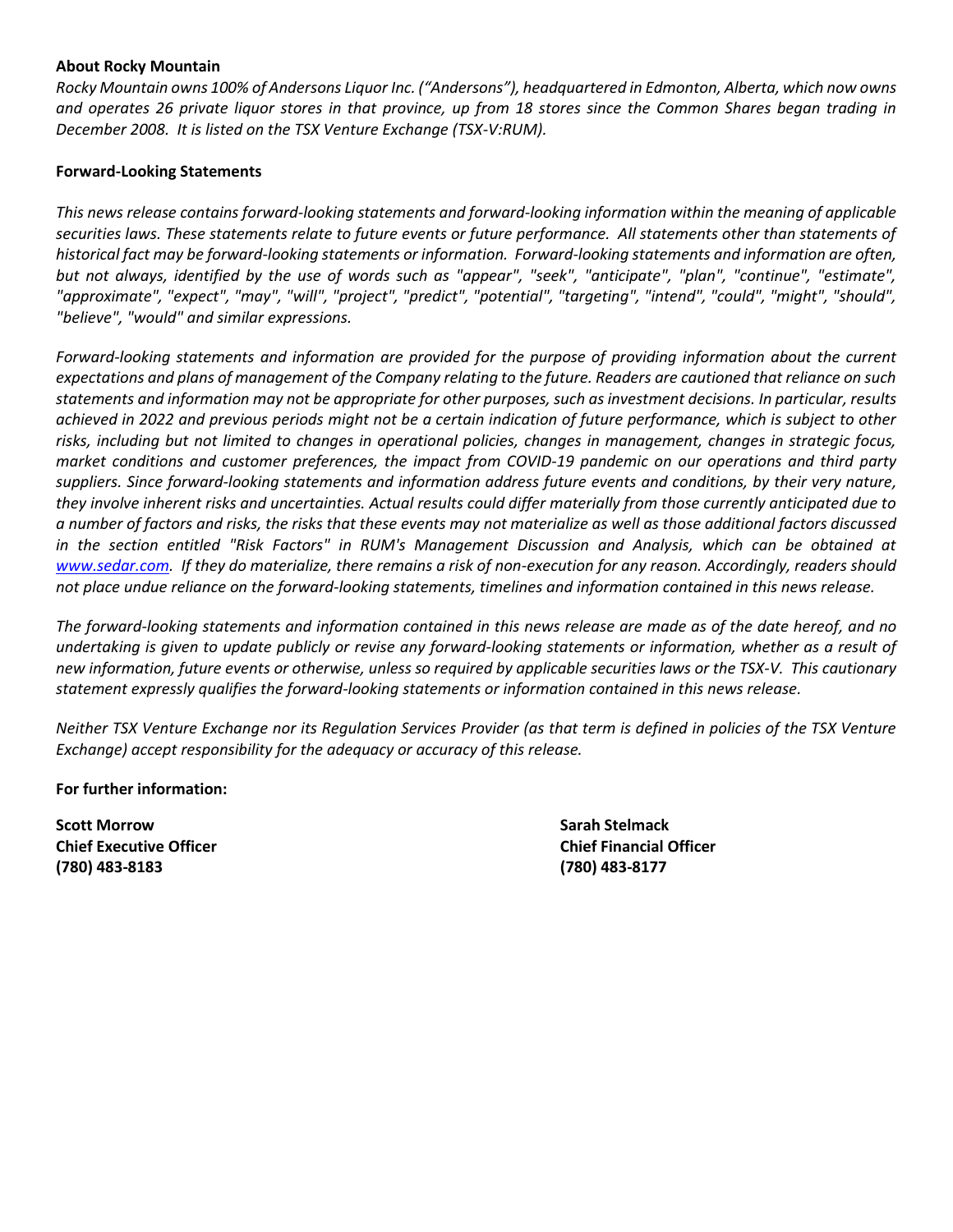**About Rocky Mountain**

*Rocky Mountain owns 100% of Andersons Liquor Inc. ("Andersons"), headquartered in Edmonton, Alberta, which now owns and operates 26 private liquor stores in that province, up from 18 stores since the Common Shares began trading in December 2008. It is listed on the TSX Venture Exchange (TSX-V:RUM).*

**Forward-Looking Statements**

*This news release contains forward-looking statements and forward-looking information within the meaning of applicable securities laws. These statements relate to future events or future performance. All statements other than statements of historical fact may be forward-looking statements or information. Forward-looking statements and information are often, but not always, identified by the use of words such as "appear", "seek", "anticipate", "plan", "continue", "estimate", "approximate", "expect", "may", "will", "project", "predict", "potential", "targeting", "intend", "could", "might", "should", "believe", "would" and similar expressions.*

*Forward-looking statements and information are provided for the purpose of providing information about the current expectations and plans of management of the Company relating to the future. Readers are cautioned that reliance on such statements and information may not be appropriate for other purposes, such as investment decisions. In particular, results achieved in 2022 and previous periods might not be a certain indication of future performance, which is subject to other risks, including but not limited to changes in operational policies, changes in management, changes in strategic focus, market conditions and customer preferences, the impact from COVID-19 pandemic on our operations and third party suppliers. Since forward-looking statements and information address future events and conditions, by their very nature, they involve inherent risks and uncertainties. Actual results could differ materially from those currently anticipated due to a number of factors and risks, the risks that these events may not materialize as well as those additional factors discussed in the section entitled "Risk Factors" in RUM's Management Discussion and Analysis, which can be obtained at [www.sedar.com](http://www.sedar.com). If they do materialize, there remains a risk of non-execution for any reason. Accordingly, readers should not place undue reliance on the forward-looking statements, timelines and information contained in this news release.*

*The forward-looking statements and information contained in this news release are made as of the date hereof, and no undertaking is given to update publicly or revise any forward-looking statements or information, whether as a result of new information, future events or otherwise, unless so required by applicable securities laws or the TSX-V. This cautionary statement expressly qualifies the forward-looking statements or information contained in this news release.*

*Neither TSX Venture Exchange nor its Regulation Services Provider (as that term is defined in policies of the TSX Venture Exchange) accept responsibility for the adequacy or accuracy of this release.*

**For further information:**

**Scott Morrow**
**Chief Executive Officer**
**(780) 483-8183**

**Sarah Stelmack**
**Chief Financial Officer**
**(780) 483-8177**